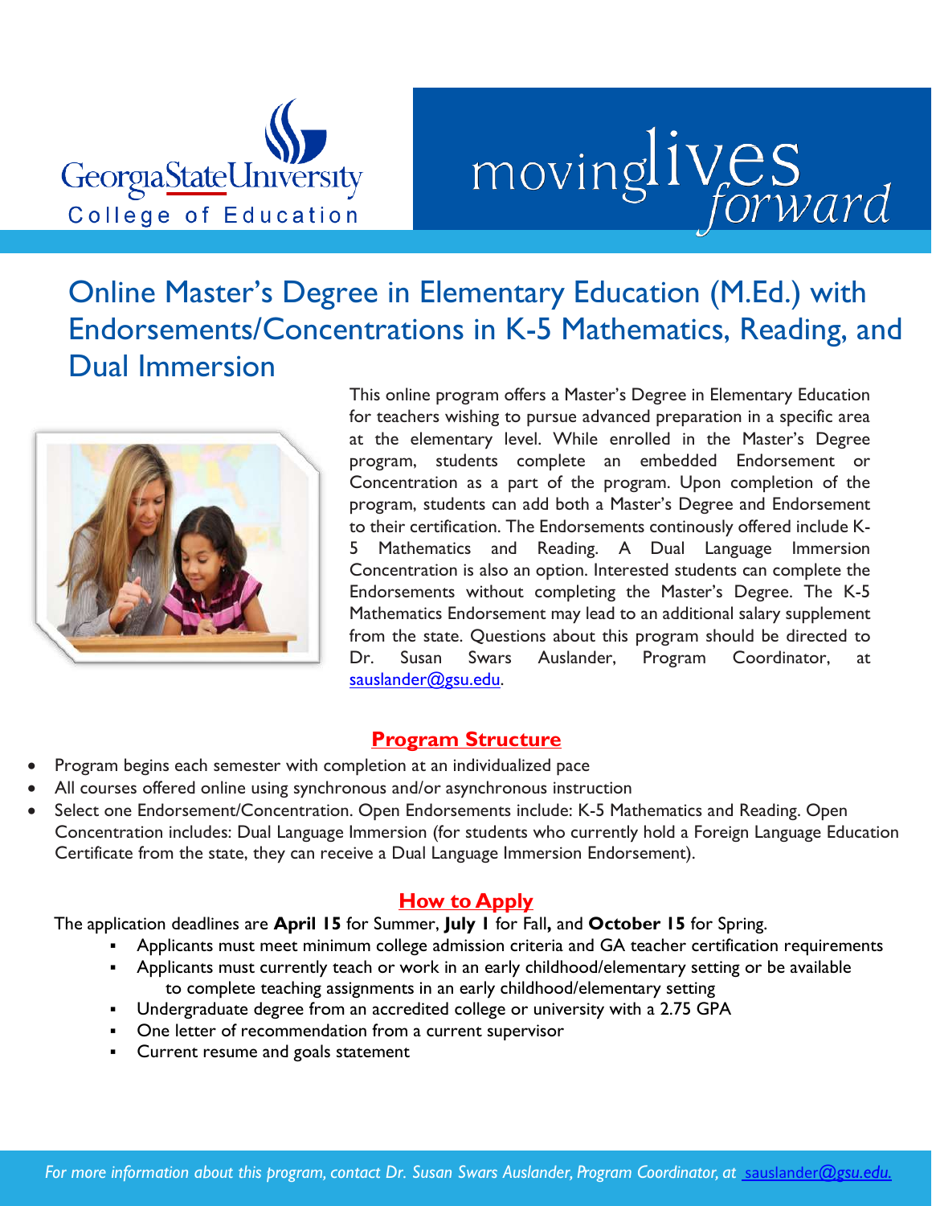Georgia State University
College of Education

moving lives forward

# Online Master's Degree in Elementary Education (M.Ed.) with Endorsements/Concentrations in K-5 Mathematics, Reading, and Dual Immersion

This online program offers a Master's Degree in Elementary Education for teachers wishing to pursue advanced preparation in a specific area at the elementary level. While enrolled in the Master's Degree program, students complete an embedded Endorsement or Concentration as a part of the program. Upon completion of the program, students can add both a Master's Degree and Endorsement to their certification. The Endorsements continously offered include K-5 Mathematics and Reading. A Dual Language Immersion Concentration is also an option. Interested students can complete the Endorsements without completing the Master's Degree. The K-5 Mathematics Endorsement may lead to an additional salary supplement from the state. Questions about this program should be directed to Dr. Susan Swars Auslander, Program Coordinator, at sauslander@gsu.edu.

## Program Structure

- Program begins each semester with completion at an individualized pace
- All courses offered online using synchronous and/or asynchronous instruction
- Select one Endorsement/Concentration. Open Endorsements include: K-5 Mathematics and Reading. Open Concentration includes: Dual Language Immersion (for students who currently hold a Foreign Language Education Certificate from the state, they can receive a Dual Language Immersion Endorsement).

## How to Apply

The application deadlines are **April 15** for Summer, **July 1** for Fall**,** and **October 15** for Spring.

- Applicants must meet minimum college admission criteria and GA teacher certification requirements
- Applicants must currently teach or work in an early childhood/elementary setting or be available to complete teaching assignments in an early childhood/elementary setting
- Undergraduate degree from an accredited college or university with a 2.75 GPA
- One letter of recommendation from a current supervisor
- Current resume and goals statement

*For more information about this program, contact Dr. Susan Swars Auslander, Program Coordinator, at sauslander@gsu.edu.*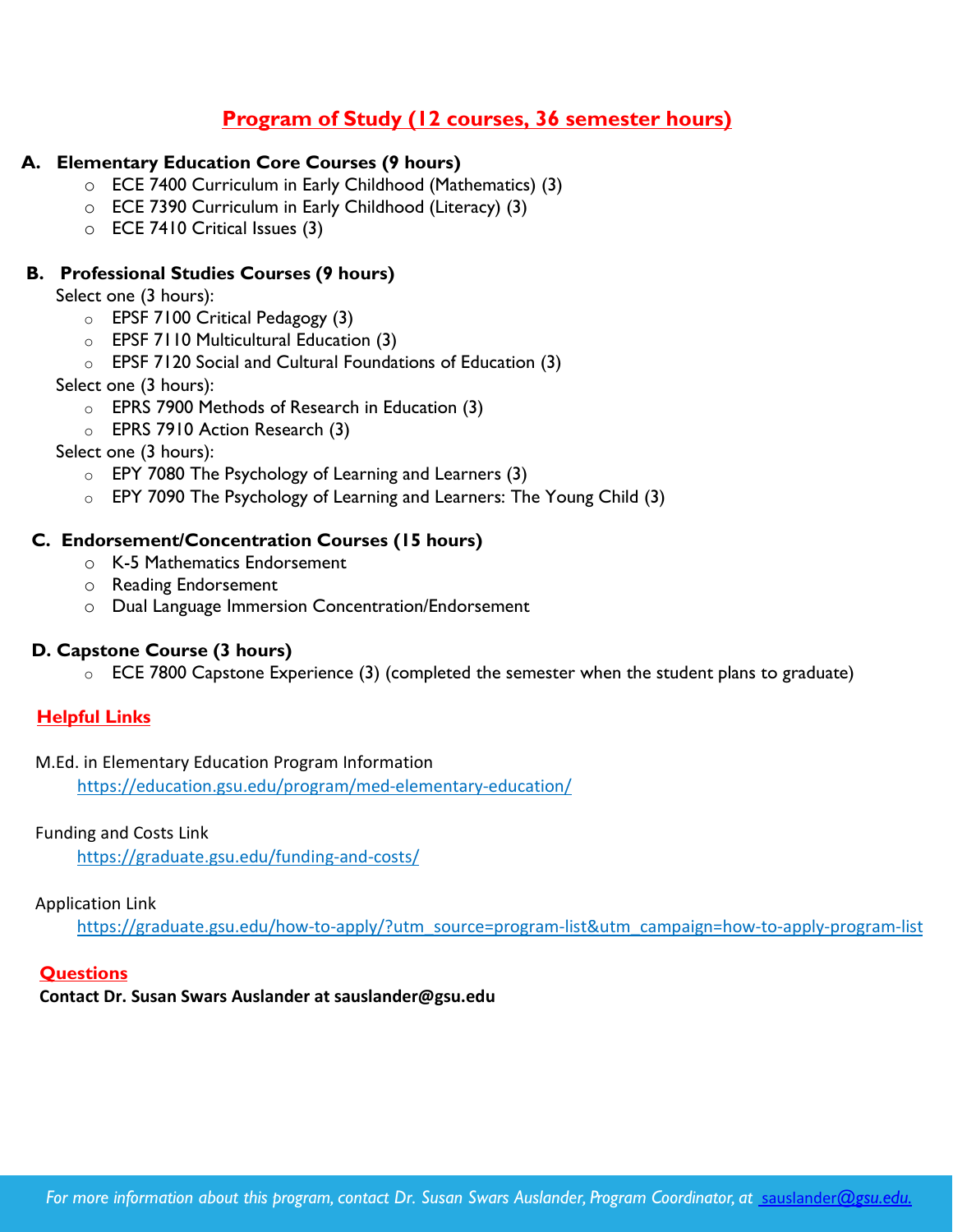## Program of Study (12 courses, 36 semester hours)

**A. Elementary Education Core Courses (9 hours)**

- ECE 7400 Curriculum in Early Childhood (Mathematics) (3)
- ECE 7390 Curriculum in Early Childhood (Literacy) (3)
- ECE 7410 Critical Issues (3)

**B. Professional Studies Courses (9 hours)**

Select one (3 hours):

- EPSF 7100 Critical Pedagogy (3)
- EPSF 7110 Multicultural Education (3)
- EPSF 7120 Social and Cultural Foundations of Education (3)

Select one (3 hours):

- EPRS 7900 Methods of Research in Education (3)
- EPRS 7910 Action Research (3)

Select one (3 hours):

- EPY 7080 The Psychology of Learning and Learners (3)
- EPY 7090 The Psychology of Learning and Learners: The Young Child (3)

**C. Endorsement/Concentration Courses (15 hours)**

- K-5 Mathematics Endorsement
- Reading Endorsement
- Dual Language Immersion Concentration/Endorsement

**D. Capstone Course (3 hours)**

- ECE 7800 Capstone Experience (3) (completed the semester when the student plans to graduate)

## Helpful Links

M.Ed. in Elementary Education Program Information
https://education.gsu.edu/program/med-elementary-education/

Funding and Costs Link
https://graduate.gsu.edu/funding-and-costs/

Application Link
https://graduate.gsu.edu/how-to-apply/?utm_source=program-list&utm_campaign=how-to-apply-program-list

## Questions

**Contact Dr. Susan Swars Auslander at sauslander@gsu.edu**

*For more information about this program, contact Dr. Susan Swars Auslander, Program Coordinator, at sauslander@gsu.edu.*